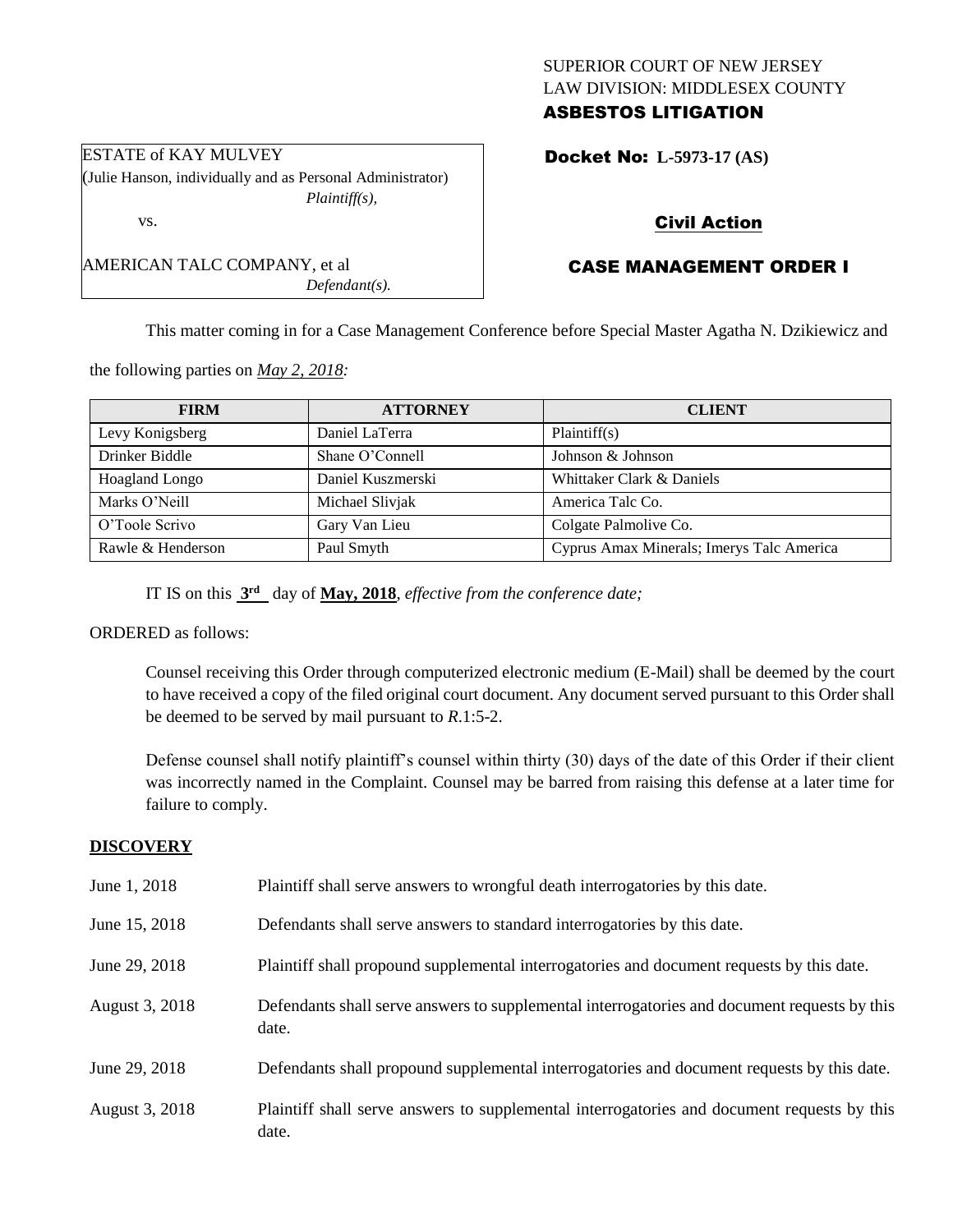SUPERIOR COURT OF NEW JERSEY
LAW DIVISION: MIDDLESEX COUNTY
**ASBESTOS LITIGATION**

ESTATE of KAY MULVEY
(Julie Hanson, individually and as Personal Administrator)
*Plaintiff(s),*

vs.

AMERICAN TALC COMPANY, et al
*Defendant(s).*

**Docket No: L-5973-17 (AS)**

**Civil Action**

**CASE MANAGEMENT ORDER I**

This matter coming in for a Case Management Conference before Special Master Agatha N. Dzikiewicz and the following parties on *May 2, 2018:*

| FIRM | ATTORNEY | CLIENT |
|---|---|---|
| Levy Konigsberg | Daniel LaTerra | Plaintiff(s) |
| Drinker Biddle | Shane O'Connell | Johnson & Johnson |
| Hoagland Longo | Daniel Kuszmerski | Whittaker Clark & Daniels |
| Marks O'Neill | Michael Slivjak | America Talc Co. |
| O'Toole Scrivo | Gary Van Lieu | Colgate Palmolive Co. |
| Rawle & Henderson | Paul Smyth | Cyprus Amax Minerals; Imerys Talc America |

IT IS on this **3rd** day of **May, 2018**, *effective from the conference date;*

ORDERED as follows:

Counsel receiving this Order through computerized electronic medium (E-Mail) shall be deemed by the court to have received a copy of the filed original court document. Any document served pursuant to this Order shall be deemed to be served by mail pursuant to *R*.1:5-2.

Defense counsel shall notify plaintiff's counsel within thirty (30) days of the date of this Order if their client was incorrectly named in the Complaint. Counsel may be barred from raising this defense at a later time for failure to comply.

## DISCOVERY

| | |
|---|---|
| June 1, 2018 | Plaintiff shall serve answers to wrongful death interrogatories by this date. |
| June 15, 2018 | Defendants shall serve answers to standard interrogatories by this date. |
| June 29, 2018 | Plaintiff shall propound supplemental interrogatories and document requests by this date. |
| August 3, 2018 | Defendants shall serve answers to supplemental interrogatories and document requests by this date. |
| June 29, 2018 | Defendants shall propound supplemental interrogatories and document requests by this date. |
| August 3, 2018 | Plaintiff shall serve answers to supplemental interrogatories and document requests by this date. |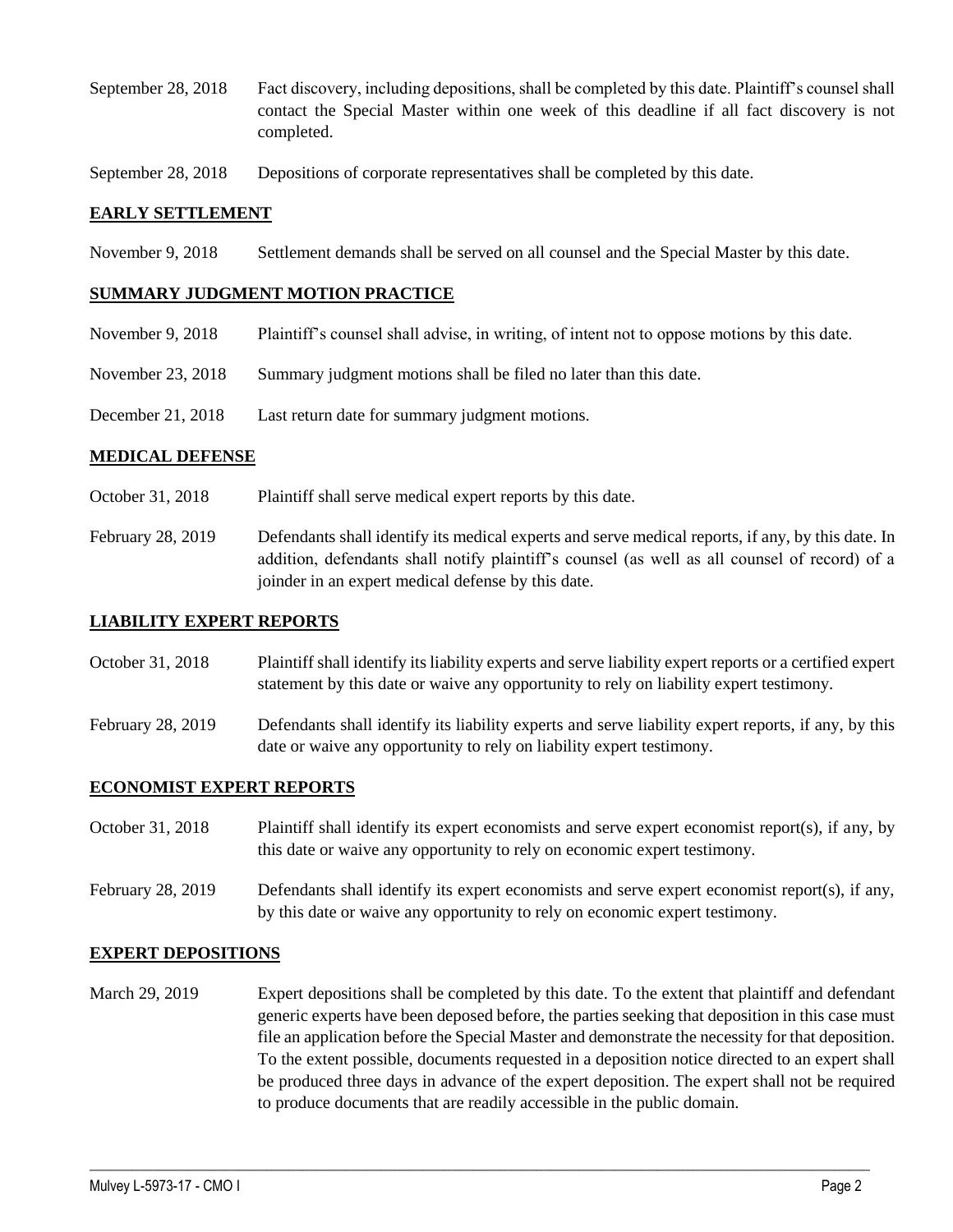September 28, 2018 Fact discovery, including depositions, shall be completed by this date. Plaintiff's counsel shall contact the Special Master within one week of this deadline if all fact discovery is not completed.

September 28, 2018 Depositions of corporate representatives shall be completed by this date.

## EARLY SETTLEMENT

November 9, 2018 Settlement demands shall be served on all counsel and the Special Master by this date.

## SUMMARY JUDGMENT MOTION PRACTICE

November 9, 2018 Plaintiff's counsel shall advise, in writing, of intent not to oppose motions by this date.

November 23, 2018 Summary judgment motions shall be filed no later than this date.

December 21, 2018 Last return date for summary judgment motions.

## MEDICAL DEFENSE

October 31, 2018 Plaintiff shall serve medical expert reports by this date.

February 28, 2019 Defendants shall identify its medical experts and serve medical reports, if any, by this date. In addition, defendants shall notify plaintiff's counsel (as well as all counsel of record) of a joinder in an expert medical defense by this date.

## LIABILITY EXPERT REPORTS

October 31, 2018 Plaintiff shall identify its liability experts and serve liability expert reports or a certified expert statement by this date or waive any opportunity to rely on liability expert testimony.

February 28, 2019 Defendants shall identify its liability experts and serve liability expert reports, if any, by this date or waive any opportunity to rely on liability expert testimony.

## ECONOMIST EXPERT REPORTS

October 31, 2018 Plaintiff shall identify its expert economists and serve expert economist report(s), if any, by this date or waive any opportunity to rely on economic expert testimony.

February 28, 2019 Defendants shall identify its expert economists and serve expert economist report(s), if any, by this date or waive any opportunity to rely on economic expert testimony.

## EXPERT DEPOSITIONS

March 29, 2019 Expert depositions shall be completed by this date. To the extent that plaintiff and defendant generic experts have been deposed before, the parties seeking that deposition in this case must file an application before the Special Master and demonstrate the necessity for that deposition. To the extent possible, documents requested in a deposition notice directed to an expert shall be produced three days in advance of the expert deposition. The expert shall not be required to produce documents that are readily accessible in the public domain.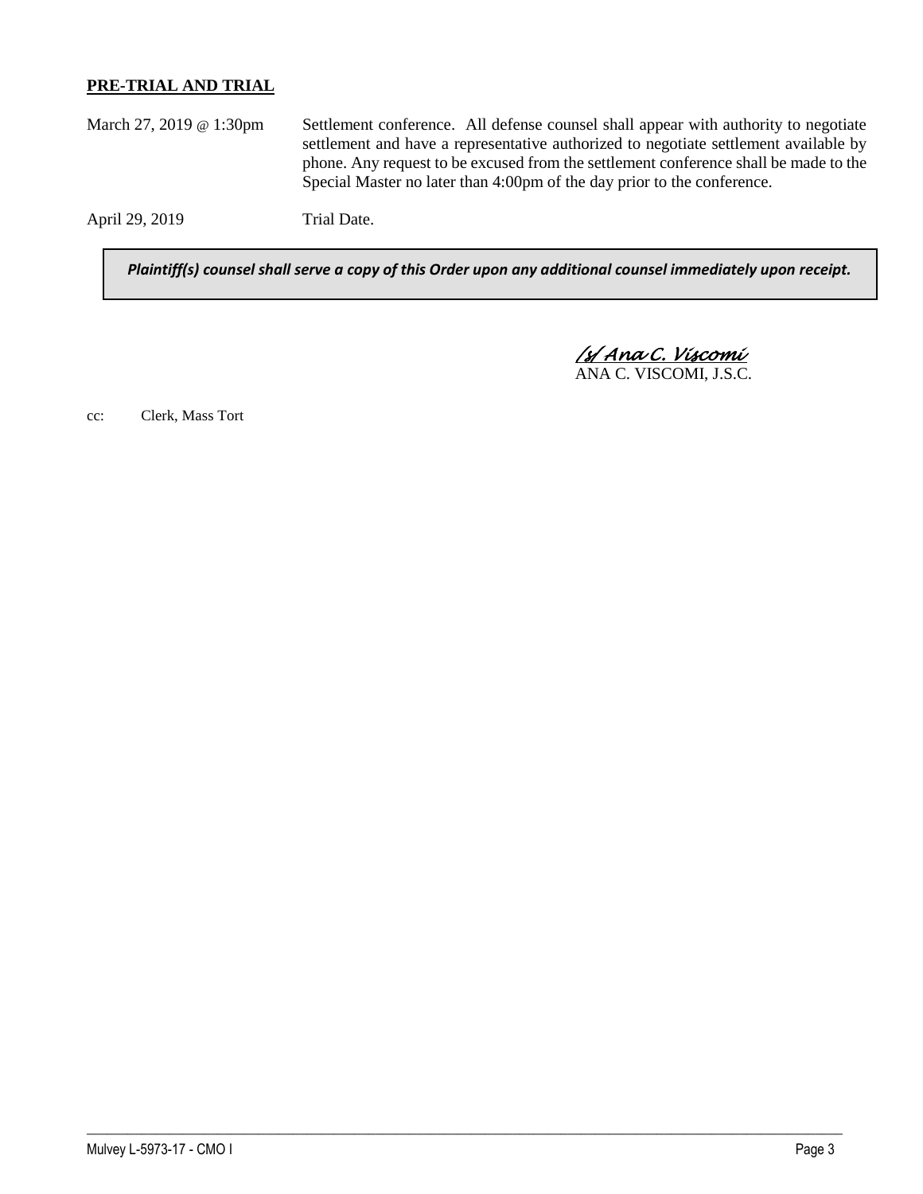**PRE-TRIAL AND TRIAL**

| | |
|---|---|
| March 27, 2019 @ 1:30pm | Settlement conference. All defense counsel shall appear with authority to negotiate settlement and have a representative authorized to negotiate settlement available by phone. Any request to be excused from the settlement conference shall be made to the Special Master no later than 4:00pm of the day prior to the conference. |
| April 29, 2019 | Trial Date. |

***Plaintiff(s) counsel shall serve a copy of this Order upon any additional counsel immediately upon receipt.***

/s/ Ana C. Viscomi
ANA C. VISCOMI, J.S.C.

cc: Clerk, Mass Tort